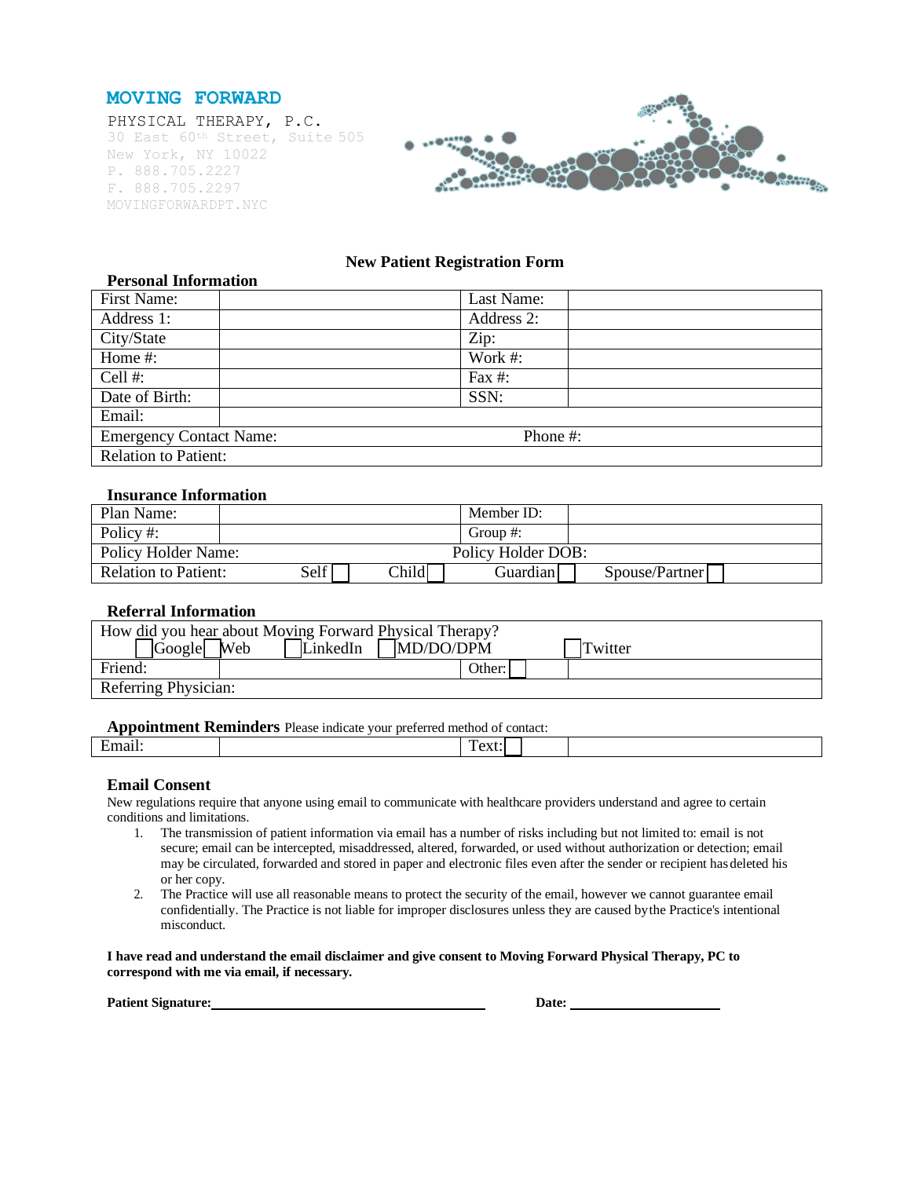**MOVING FORWARD**

PHYSICAL THERAPY, P.C.
30 East 60th Street, Suite 505
New York, NY 10022
P. 888.705.2227
F. 888.705.2297
MOVINGFORWARDPT.NYC

## New Patient Registration Form

### Personal Information

| First Name: | | Last Name: | |
|---|---|---|---|
| Address 1: | | Address 2: | |
| City/State | | Zip: | |
| Home #: | | Work #: | |
| Cell #: | | Fax #: | |
| Date of Birth: | | SSN: | |
| Email: | | | |
| Emergency Contact Name: | | Phone #: | |
| Relation to Patient: | | | |

### Insurance Information

| Plan Name: | | Member ID: | |
|---|---|---|---|
| Policy #: | | Group #: | |
| Policy Holder Name: | | Policy Holder DOB: | |
| Relation to Patient: | Self ☐ Child ☐ | Guardian ☐ | Spouse/Partner ☐ |

### Referral Information

| How did you hear about Moving Forward Physical Therapy? ☐ Google ☐ Web ☐ LinkedIn ☐ MD/DO/DPM ☐ Twitter | | | |
|---|---|---|---|
| Friend: | | Other: ☐ | |
| Referring Physician: | | | |

### Appointment Reminders
Please indicate your preferred method of contact:

| Email: | | Text: ☐ | |
|---|---|---|---|

### Email Consent

New regulations require that anyone using email to communicate with healthcare providers understand and agree to certain conditions and limitations.

1. The transmission of patient information via email has a number of risks including but not limited to: email is not secure; email can be intercepted, misaddressed, altered, forwarded, or used without authorization or detection; email may be circulated, forwarded and stored in paper and electronic files even after the sender or recipient has deleted his or her copy.
2. The Practice will use all reasonable means to protect the security of the email, however we cannot guarantee email confidentially. The Practice is not liable for improper disclosures unless they are caused by the Practice's intentional misconduct.

**I have read and understand the email disclaimer and give consent to Moving Forward Physical Therapy, PC to correspond with me via email, if necessary.**

**Patient Signature:**\_\_\_\_\_\_\_\_\_\_\_\_\_\_\_\_\_\_\_\_\_\_\_\_\_\_\_\_\_\_ **Date:** \_\_\_\_\_\_\_\_\_\_\_\_\_\_\_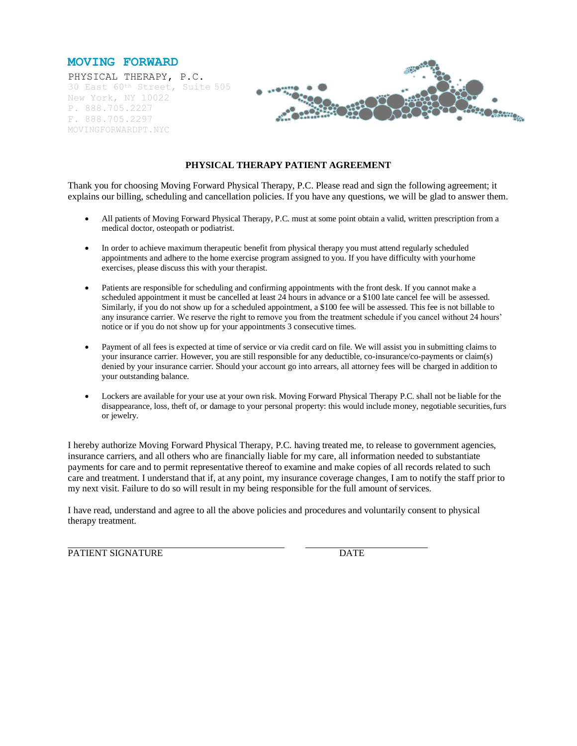**MOVING FORWARD**

PHYSICAL THERAPY, P.C.
30 East 60th Street, Suite 505
New York, NY 10022
P. 888.705.2227
F. 888.705.2297
MOVINGFORWARDPT.NYC

## PHYSICAL THERAPY PATIENT AGREEMENT

Thank you for choosing Moving Forward Physical Therapy, P.C. Please read and sign the following agreement; it explains our billing, scheduling and cancellation policies. If you have any questions, we will be glad to answer them.

- All patients of Moving Forward Physical Therapy, P.C. must at some point obtain a valid, written prescription from a medical doctor, osteopath or podiatrist.
- In order to achieve maximum therapeutic benefit from physical therapy you must attend regularly scheduled appointments and adhere to the home exercise program assigned to you. If you have difficulty with your home exercises, please discuss this with your therapist.
- Patients are responsible for scheduling and confirming appointments with the front desk. If you cannot make a scheduled appointment it must be cancelled at least 24 hours in advance or a $100 late cancel fee will be assessed. Similarly, if you do not show up for a scheduled appointment, a $100 fee will be assessed. This fee is not billable to any insurance carrier. We reserve the right to remove you from the treatment schedule if you cancel without 24 hours' notice or if you do not show up for your appointments 3 consecutive times.
- Payment of all fees is expected at time of service or via credit card on file. We will assist you in submitting claims to your insurance carrier. However, you are still responsible for any deductible, co-insurance/co-payments or claim(s) denied by your insurance carrier. Should your account go into arrears, all attorney fees will be charged in addition to your outstanding balance.
- Lockers are available for your use at your own risk. Moving Forward Physical Therapy P.C. shall not be liable for the disappearance, loss, theft of, or damage to your personal property: this would include money, negotiable securities, furs or jewelry.

I hereby authorize Moving Forward Physical Therapy, P.C. having treated me, to release to government agencies, insurance carriers, and all others who are financially liable for my care, all information needed to substantiate payments for care and to permit representative thereof to examine and make copies of all records related to such care and treatment. I understand that if, at any point, my insurance coverage changes, I am to notify the staff prior to my next visit. Failure to do so will result in my being responsible for the full amount of services.

I have read, understand and agree to all the above policies and procedures and voluntarily consent to physical therapy treatment.

_______________________________________ ______________________

PATIENT SIGNATURE DATE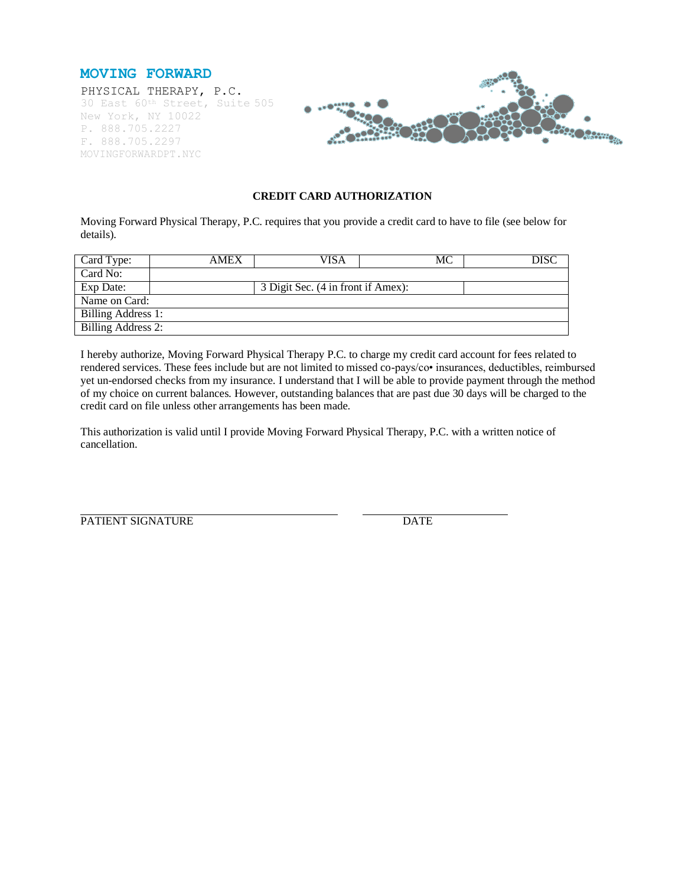**MOVING FORWARD**

PHYSICAL THERAPY, P.C.
30 East 60th Street, Suite 505
New York, NY 10022
P. 888.705.2227
F. 888.705.2297
MOVINGFORWARDPT.NYC

**CREDIT CARD AUTHORIZATION**

Moving Forward Physical Therapy, P.C. requires that you provide a credit card to have to file (see below for details).

| Card Type: | AMEX | VISA | MC | DISC |
|---|---|---|---|---|
| Card No: | | | | |
| Exp Date: | | 3 Digit Sec. (4 in front if Amex): | | |
| Name on Card: | | | | |
| Billing Address 1: | | | | |
| Billing Address 2: | | | | |

I hereby authorize, Moving Forward Physical Therapy P.C. to charge my credit card account for fees related to rendered services. These fees include but are not limited to missed co-pays/co• insurances, deductibles, reimbursed yet un-endorsed checks from my insurance. I understand that I will be able to provide payment through the method of my choice on current balances. However, outstanding balances that are past due 30 days will be charged to the credit card on file unless other arrangements has been made.

This authorization is valid until I provide Moving Forward Physical Therapy, P.C. with a written notice of cancellation.

\_\_\_\_\_\_\_\_\_\_\_\_\_\_\_\_\_\_\_\_\_\_\_\_\_\_\_\_\_\_\_\_\_\_\_\_ \_\_\_\_\_\_\_\_\_\_\_\_\_\_\_\_\_\_\_\_

PATIENT SIGNATURE DATE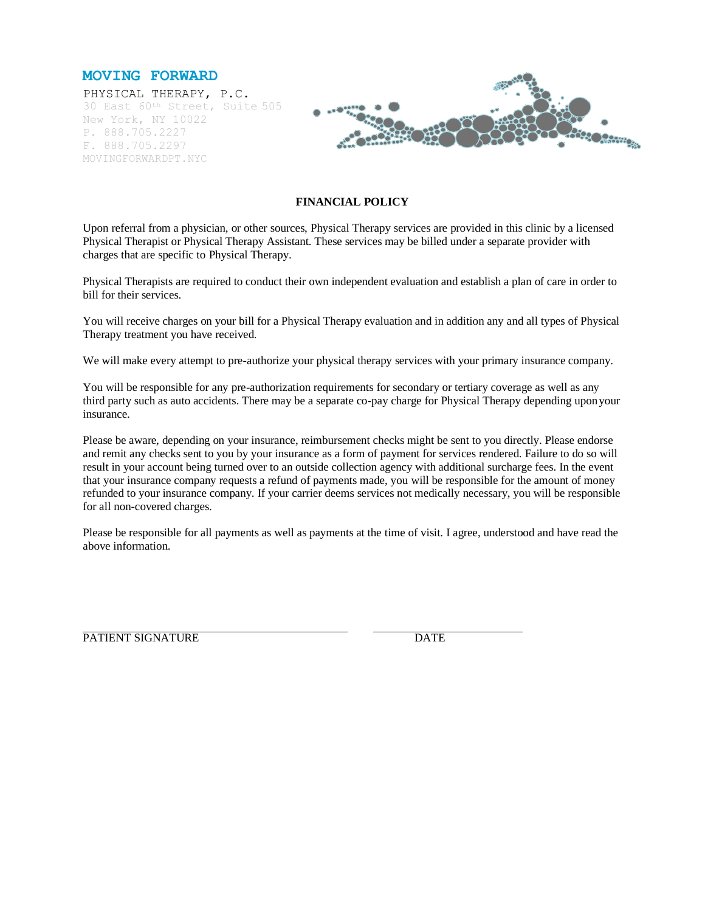**MOVING FORWARD**

PHYSICAL THERAPY, P.C.
30 East 60th Street, Suite 505
New York, NY 10022
P. 888.705.2227
F. 888.705.2297
MOVINGFORWARDPT.NYC

**FINANCIAL POLICY**

Upon referral from a physician, or other sources, Physical Therapy services are provided in this clinic by a licensed Physical Therapist or Physical Therapy Assistant. These services may be billed under a separate provider with charges that are specific to Physical Therapy.

Physical Therapists are required to conduct their own independent evaluation and establish a plan of care in order to bill for their services.

You will receive charges on your bill for a Physical Therapy evaluation and in addition any and all types of Physical Therapy treatment you have received.

We will make every attempt to pre-authorize your physical therapy services with your primary insurance company.

You will be responsible for any pre-authorization requirements for secondary or tertiary coverage as well as any third party such as auto accidents. There may be a separate co-pay charge for Physical Therapy depending upon your insurance.

Please be aware, depending on your insurance, reimbursement checks might be sent to you directly. Please endorse and remit any checks sent to you by your insurance as a form of payment for services rendered. Failure to do so will result in your account being turned over to an outside collection agency with additional surcharge fees. In the event that your insurance company requests a refund of payments made, you will be responsible for the amount of money refunded to your insurance company. If your carrier deems services not medically necessary, you will be responsible for all non-covered charges.

Please be responsible for all payments as well as payments at the time of visit. I agree, understood and have read the above information.

______________________________ ______________________

PATIENT SIGNATURE DATE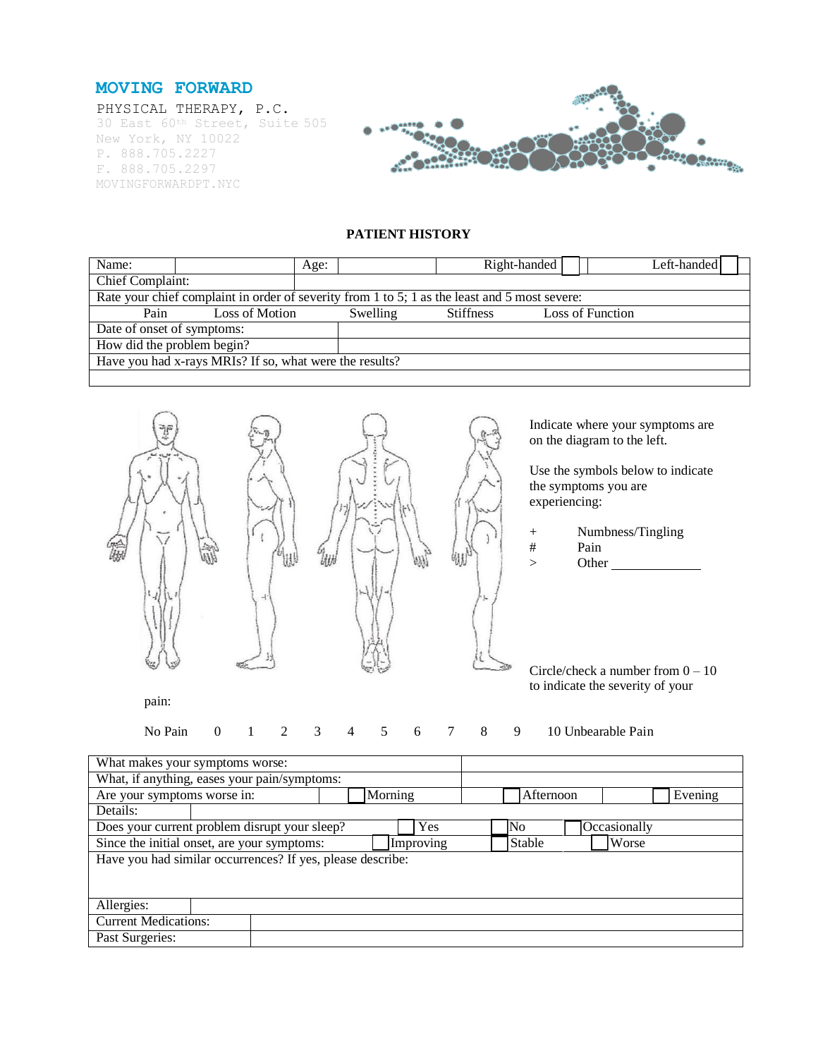**MOVING FORWARD**

PHYSICAL THERAPY, P.C.
30 East 60th Street, Suite 505
New York, NY 10022
P. 888.705.2227
F. 888.705.2297
MOVINGFORWARDPT.NYC

## PATIENT HISTORY

| Name: | | Age: | | Right-handed ☐ | Left-handed ☐ |
|---|---|---|---|---|---|
| Chief Complaint: | | | | | |
| Rate your chief complaint in order of severity from 1 to 5; 1 as the least and 5 most severe: | | | | | |
| Pain | Loss of Motion | Swelling | Stiffness | Loss of Function | |
| Date of onset of symptoms: | | | | | |
| How did the problem begin? | | | | | |
| Have you had x-rays MRIs? If so, what were the results? | | | | | |
| | | | | | |

Indicate where your symptoms are on the diagram to the left.

Use the symbols below to indicate the symptoms you are experiencing:

+ Numbness/Tingling
# Pain
> Other ____________

Circle/check a number from 0 – 10 to indicate the severity of your pain:

No Pain 0 1 2 3 4 5 6 7 8 9 10 Unbearable Pain

| What makes your symptoms worse: | | | |
|---|---|---|---|
| What, if anything, eases your pain/symptoms: | | | |
| Are your symptoms worse in: | ☐ Morning | ☐ Afternoon | ☐ Evening |
| Details: | | | |
| Does your current problem disrupt your sleep? | ☐ Yes | ☐ No | ☐ Occasionally |
| Since the initial onset, are your symptoms: | ☐ Improving | ☐ Stable | ☐ Worse |
| Have you had similar occurrences? If yes, please describe: | | | |
| Allergies: | | | |
| Current Medications: | | | |
| Past Surgeries: | | | |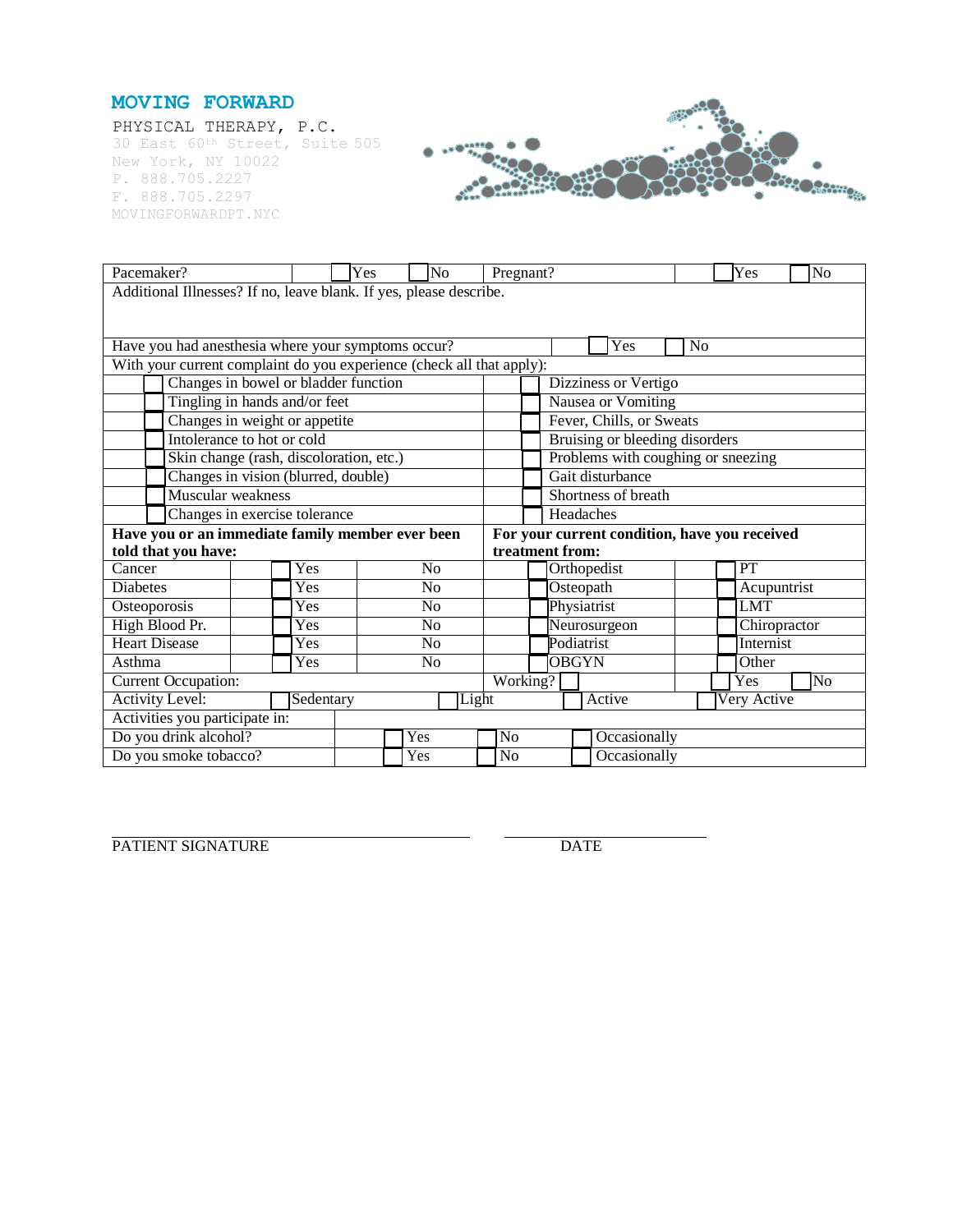**MOVING FORWARD**

PHYSICAL THERAPY, P.C.
30 East 60th Street, Suite 505
New York, NY 10022
P. 888.705.2227
F. 888.705.2297
MOVINGFORWARDPT.NYC

| | | | |
|---|---|---|---|
| Pacemaker? | ☐ Yes ☐ No | Pregnant? | ☐ Yes ☐ No |
| Additional Illnesses? If no, leave blank. If yes, please describe. | | | |
| Have you had anesthesia where your symptoms occur? | | ☐ Yes ☐ No | |
| With your current complaint do you experience (check all that apply): | | | |
| ☐ Changes in bowel or bladder function | | ☐ Dizziness or Vertigo | |
| ☐ Tingling in hands and/or feet | | ☐ Nausea or Vomiting | |
| ☐ Changes in weight or appetite | | ☐ Fever, Chills, or Sweats | |
| ☐ Intolerance to hot or cold | | ☐ Bruising or bleeding disorders | |
| ☐ Skin change (rash, discoloration, etc.) | | ☐ Problems with coughing or sneezing | |
| ☐ Changes in vision (blurred, double) | | ☐ Gait disturbance | |
| ☐ Muscular weakness | | ☐ Shortness of breath | |
| ☐ Changes in exercise tolerance | | ☐ Headaches | |

| **Have you or an immediate family member ever been told that you have:** | | | **For your current condition, have you received treatment from:** | |
|---|---|---|---|---|
| Cancer | ☐ Yes | No | ☐ Orthopedist | ☐ PT |
| Diabetes | ☐ Yes | No | ☐ Osteopath | ☐ Acupuntrist |
| Osteoporosis | ☐ Yes | No | ☐ Physiatrist | ☐ LMT |
| High Blood Pr. | ☐ Yes | No | ☐ Neurosurgeon | ☐ Chiropractor |
| Heart Disease | ☐ Yes | No | ☐ Podiatrist | ☐ Internist |
| Asthma | ☐ Yes | No | ☐ OBGYN | ☐ Other |

| | | | | |
|---|---|---|---|---|
| Current Occupation: | | Working? ☐ | ☐ Yes | ☐ No |
| Activity Level: | ☐ Sedentary | ☐ Light | ☐ Active | ☐ Very Active |
| Activities you participate in: | | | | |
| Do you drink alcohol? | ☐ Yes | ☐ No | ☐ Occasionally | |
| Do you smoke tobacco? | ☐ Yes | ☐ No | ☐ Occasionally | |

_______________________________ _______________________

PATIENT SIGNATURE DATE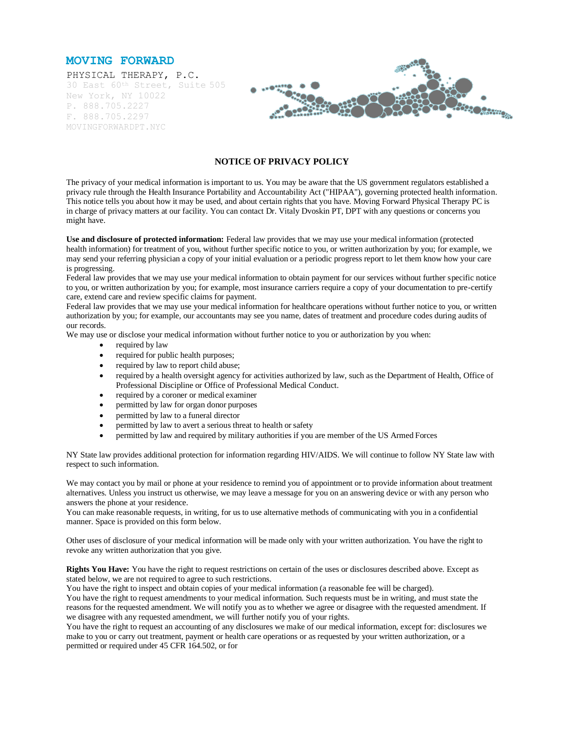**MOVING FORWARD**

PHYSICAL THERAPY, P.C.
30 East 60th Street, Suite 505
New York, NY 10022
P. 888.705.2227
F. 888.705.2297
MOVINGFORWARDPT.NYC

## NOTICE OF PRIVACY POLICY

The privacy of your medical information is important to us. You may be aware that the US government regulators established a privacy rule through the Health Insurance Portability and Accountability Act ("HIPAA"), governing protected health information. This notice tells you about how it may be used, and about certain rights that you have. Moving Forward Physical Therapy PC is in charge of privacy matters at our facility. You can contact Dr. Vitaly Dvoskin PT, DPT with any questions or concerns you might have.

**Use and disclosure of protected information:** Federal law provides that we may use your medical information (protected health information) for treatment of you, without further specific notice to you, or written authorization by you; for example, we may send your referring physician a copy of your initial evaluation or a periodic progress report to let them know how your care is progressing.
Federal law provides that we may use your medical information to obtain payment for our services without further specific notice to you, or written authorization by you; for example, most insurance carriers require a copy of your documentation to pre-certify care, extend care and review specific claims for payment.
Federal law provides that we may use your medical information for healthcare operations without further notice to you, or written authorization by you; for example, our accountants may see you name, dates of treatment and procedure codes during audits of our records.
We may use or disclose your medical information without further notice to you or authorization by you when:

- required by law
- required for public health purposes;
- required by law to report child abuse;
- required by a health oversight agency for activities authorized by law, such as the Department of Health, Office of Professional Discipline or Office of Professional Medical Conduct.
- required by a coroner or medical examiner
- permitted by law for organ donor purposes
- permitted by law to a funeral director
- permitted by law to avert a serious threat to health or safety
- permitted by law and required by military authorities if you are member of the US Armed Forces

NY State law provides additional protection for information regarding HIV/AIDS. We will continue to follow NY State law with respect to such information.

We may contact you by mail or phone at your residence to remind you of appointment or to provide information about treatment alternatives. Unless you instruct us otherwise, we may leave a message for you on an answering device or with any person who answers the phone at your residence.
You can make reasonable requests, in writing, for us to use alternative methods of communicating with you in a confidential manner. Space is provided on this form below.

Other uses of disclosure of your medical information will be made only with your written authorization. You have the right to revoke any written authorization that you give.

**Rights You Have:** You have the right to request restrictions on certain of the uses or disclosures described above. Except as stated below, we are not required to agree to such restrictions.
You have the right to inspect and obtain copies of your medical information (a reasonable fee will be charged).
You have the right to request amendments to your medical information. Such requests must be in writing, and must state the reasons for the requested amendment. We will notify you as to whether we agree or disagree with the requested amendment. If we disagree with any requested amendment, we will further notify you of your rights.
You have the right to request an accounting of any disclosures we make of our medical information, except for: disclosures we make to you or carry out treatment, payment or health care operations or as requested by your written authorization, or a permitted or required under 45 CFR 164.502, or for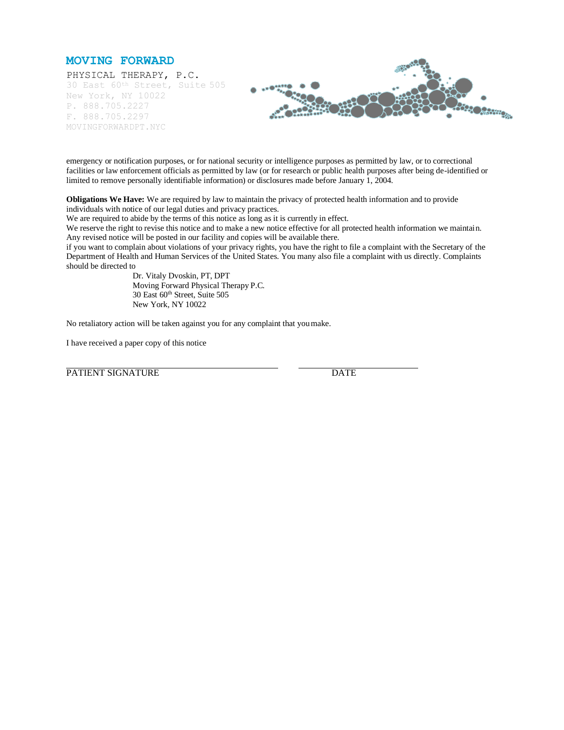**MOVING FORWARD**

PHYSICAL THERAPY, P.C.
30 East 60th Street, Suite 505
New York, NY 10022
P. 888.705.2227
F. 888.705.2297
MOVINGFORWARDPT.NYC

emergency or notification purposes, or for national security or intelligence purposes as permitted by law, or to correctional facilities or law enforcement officials as permitted by law (or for research or public health purposes after being de-identified or limited to remove personally identifiable information) or disclosures made before January 1, 2004.

**Obligations We Have:** We are required by law to maintain the privacy of protected health information and to provide individuals with notice of our legal duties and privacy practices.
We are required to abide by the terms of this notice as long as it is currently in effect.
We reserve the right to revise this notice and to make a new notice effective for all protected health information we maintain. Any revised notice will be posted in our facility and copies will be available there.
if you want to complain about violations of your privacy rights, you have the right to file a complaint with the Secretary of the Department of Health and Human Services of the United States. You many also file a complaint with us directly. Complaints should be directed to

Dr. Vitaly Dvoskin, PT, DPT
Moving Forward Physical Therapy P.C.
30 East 60th Street, Suite 505
New York, NY 10022

No retaliatory action will be taken against you for any complaint that you make.

I have received a paper copy of this notice

_______________________________________ ______________________
PATIENT SIGNATURE DATE